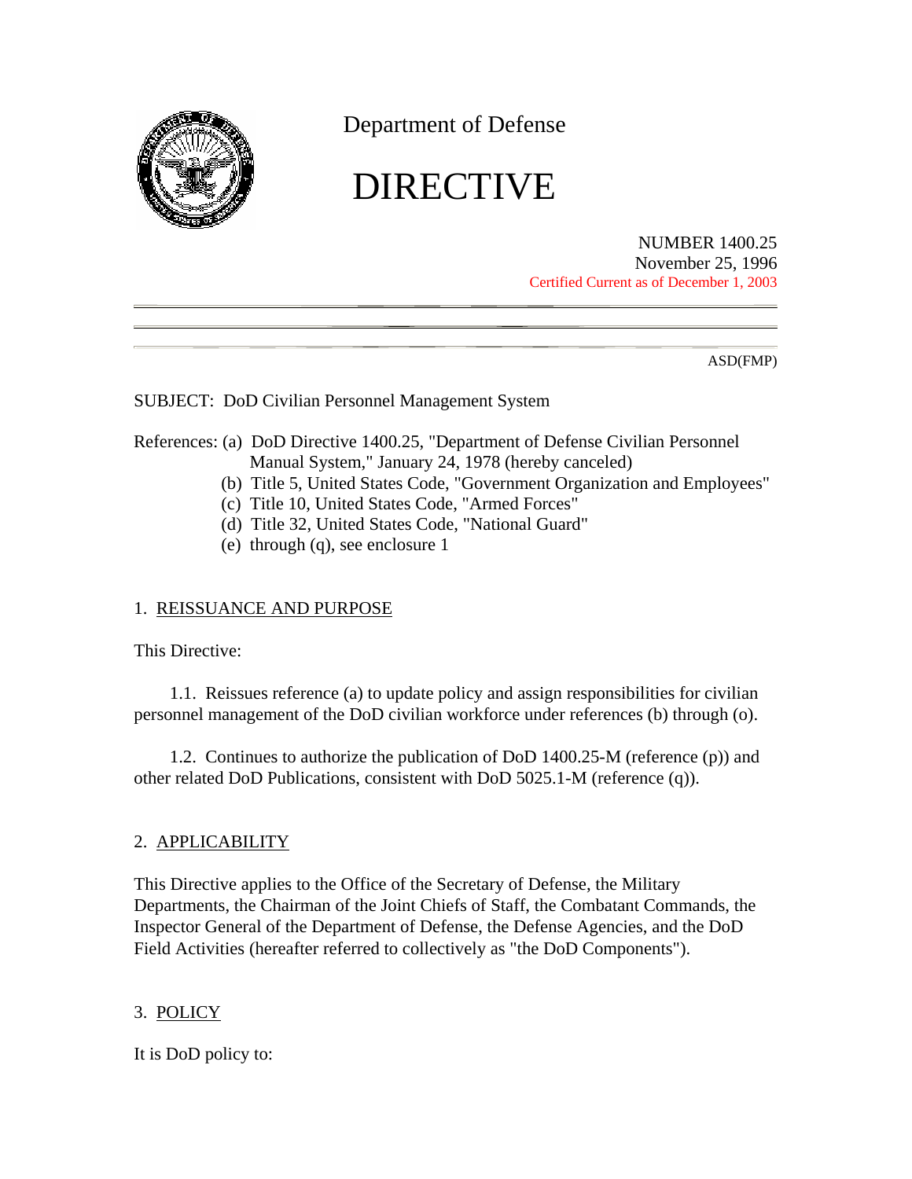Department of Defense

# DIRECTIVE

NUMBER 1400.25
November 25, 1996
Certified Current as of December 1, 2003

ASD(FMP)

SUBJECT: DoD Civilian Personnel Management System

References:
- (a) DoD Directive 1400.25, "Department of Defense Civilian Personnel Manual System," January 24, 1978 (hereby canceled)
- (b) Title 5, United States Code, "Government Organization and Employees"
- (c) Title 10, United States Code, "Armed Forces"
- (d) Title 32, United States Code, "National Guard"
- (e) through (q), see enclosure 1

## 1. REISSUANCE AND PURPOSE

This Directive:

1.1. Reissues reference (a) to update policy and assign responsibilities for civilian personnel management of the DoD civilian workforce under references (b) through (o).

1.2. Continues to authorize the publication of DoD 1400.25-M (reference (p)) and other related DoD Publications, consistent with DoD 5025.1-M (reference (q)).

## 2. APPLICABILITY

This Directive applies to the Office of the Secretary of Defense, the Military Departments, the Chairman of the Joint Chiefs of Staff, the Combatant Commands, the Inspector General of the Department of Defense, the Defense Agencies, and the DoD Field Activities (hereafter referred to collectively as "the DoD Components").

## 3. POLICY

It is DoD policy to: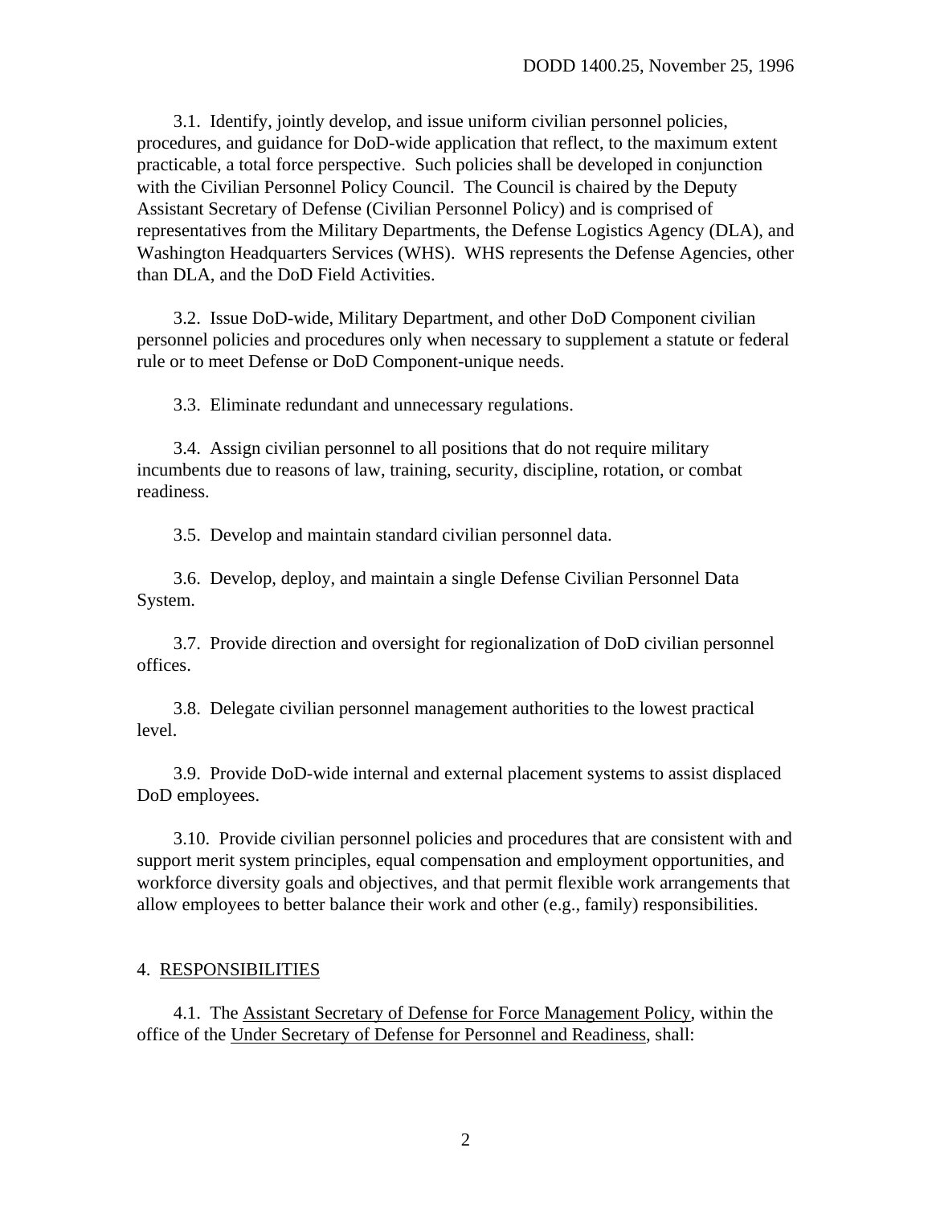3.1. Identify, jointly develop, and issue uniform civilian personnel policies, procedures, and guidance for DoD-wide application that reflect, to the maximum extent practicable, a total force perspective. Such policies shall be developed in conjunction with the Civilian Personnel Policy Council. The Council is chaired by the Deputy Assistant Secretary of Defense (Civilian Personnel Policy) and is comprised of representatives from the Military Departments, the Defense Logistics Agency (DLA), and Washington Headquarters Services (WHS). WHS represents the Defense Agencies, other than DLA, and the DoD Field Activities.

3.2. Issue DoD-wide, Military Department, and other DoD Component civilian personnel policies and procedures only when necessary to supplement a statute or federal rule or to meet Defense or DoD Component-unique needs.

3.3. Eliminate redundant and unnecessary regulations.

3.4. Assign civilian personnel to all positions that do not require military incumbents due to reasons of law, training, security, discipline, rotation, or combat readiness.

3.5. Develop and maintain standard civilian personnel data.

3.6. Develop, deploy, and maintain a single Defense Civilian Personnel Data System.

3.7. Provide direction and oversight for regionalization of DoD civilian personnel offices.

3.8. Delegate civilian personnel management authorities to the lowest practical level.

3.9. Provide DoD-wide internal and external placement systems to assist displaced DoD employees.

3.10. Provide civilian personnel policies and procedures that are consistent with and support merit system principles, equal compensation and employment opportunities, and workforce diversity goals and objectives, and that permit flexible work arrangements that allow employees to better balance their work and other (e.g., family) responsibilities.

## 4. RESPONSIBILITIES

4.1. The Assistant Secretary of Defense for Force Management Policy, within the office of the Under Secretary of Defense for Personnel and Readiness, shall: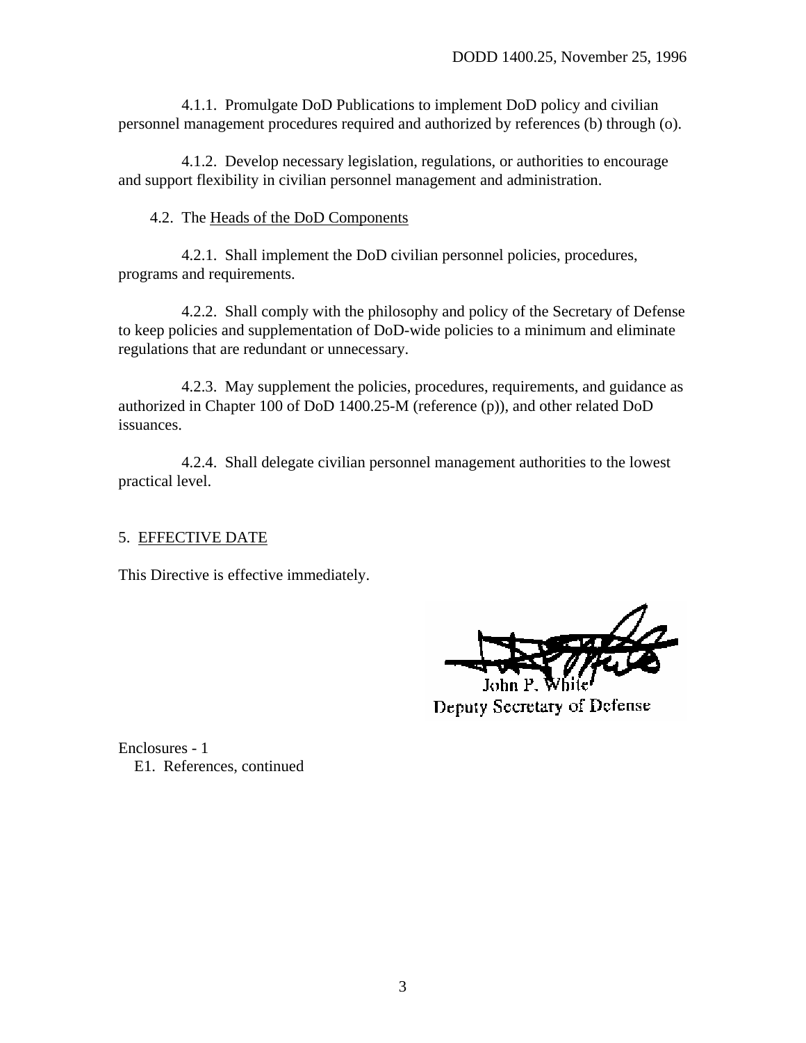4.1.1. Promulgate DoD Publications to implement DoD policy and civilian personnel management procedures required and authorized by references (b) through (o).

4.1.2. Develop necessary legislation, regulations, or authorities to encourage and support flexibility in civilian personnel management and administration.

4.2. The Heads of the DoD Components

4.2.1. Shall implement the DoD civilian personnel policies, procedures, programs and requirements.

4.2.2. Shall comply with the philosophy and policy of the Secretary of Defense to keep policies and supplementation of DoD-wide policies to a minimum and eliminate regulations that are redundant or unnecessary.

4.2.3. May supplement the policies, procedures, requirements, and guidance as authorized in Chapter 100 of DoD 1400.25-M (reference (p)), and other related DoD issuances.

4.2.4. Shall delegate civilian personnel management authorities to the lowest practical level.

## 5. EFFECTIVE DATE

This Directive is effective immediately.

John P. White
Deputy Secretary of Defense

Enclosures - 1
E1. References, continued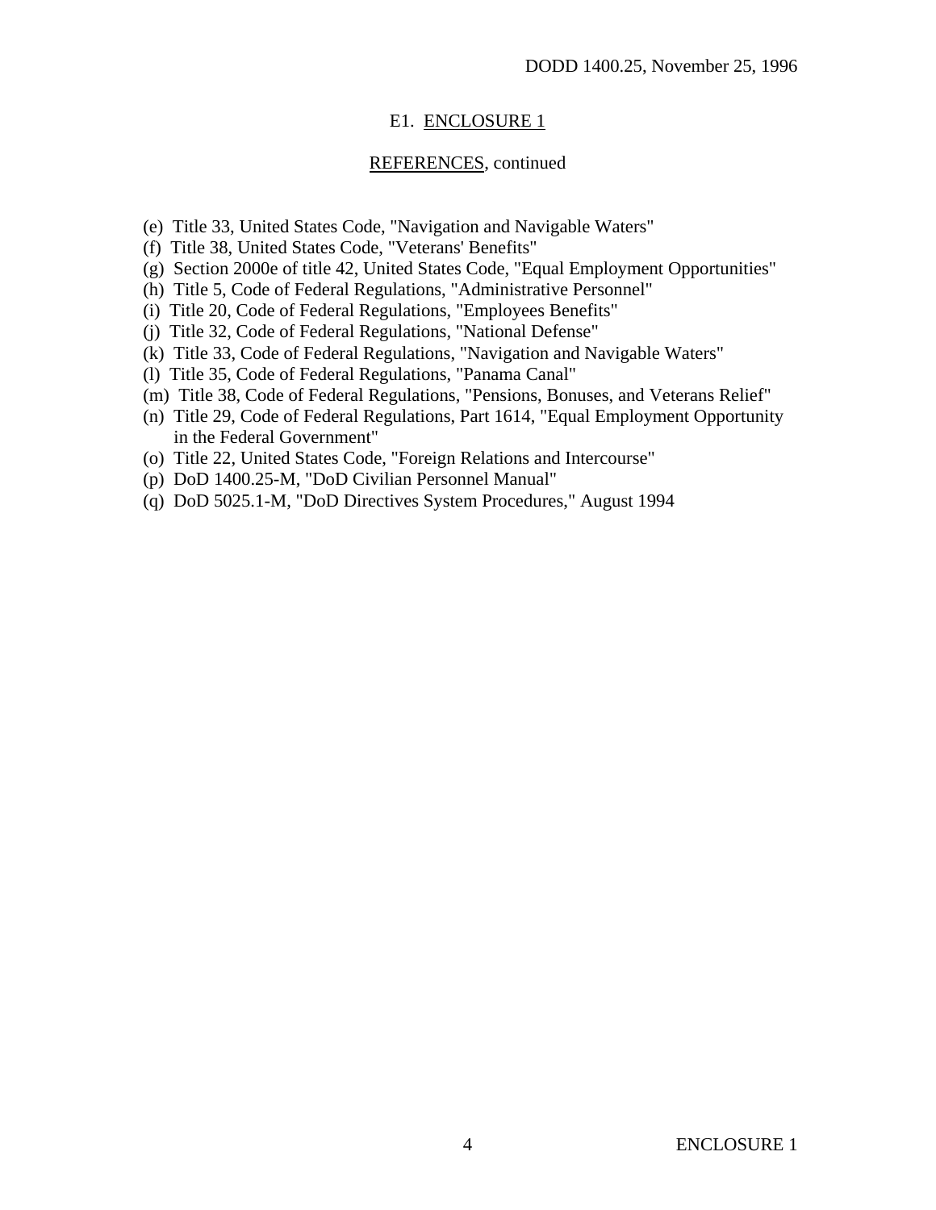E1. ENCLOSURE 1

REFERENCES, continued

(e) Title 33, United States Code, "Navigation and Navigable Waters"
(f) Title 38, United States Code, "Veterans' Benefits"
(g) Section 2000e of title 42, United States Code, "Equal Employment Opportunities"
(h) Title 5, Code of Federal Regulations, "Administrative Personnel"
(i) Title 20, Code of Federal Regulations, "Employees Benefits"
(j) Title 32, Code of Federal Regulations, "National Defense"
(k) Title 33, Code of Federal Regulations, "Navigation and Navigable Waters"
(l) Title 35, Code of Federal Regulations, "Panama Canal"
(m) Title 38, Code of Federal Regulations, "Pensions, Bonuses, and Veterans Relief"
(n) Title 29, Code of Federal Regulations, Part 1614, "Equal Employment Opportunity in the Federal Government"
(o) Title 22, United States Code, "Foreign Relations and Intercourse"
(p) DoD 1400.25-M, "DoD Civilian Personnel Manual"
(q) DoD 5025.1-M, "DoD Directives System Procedures," August 1994